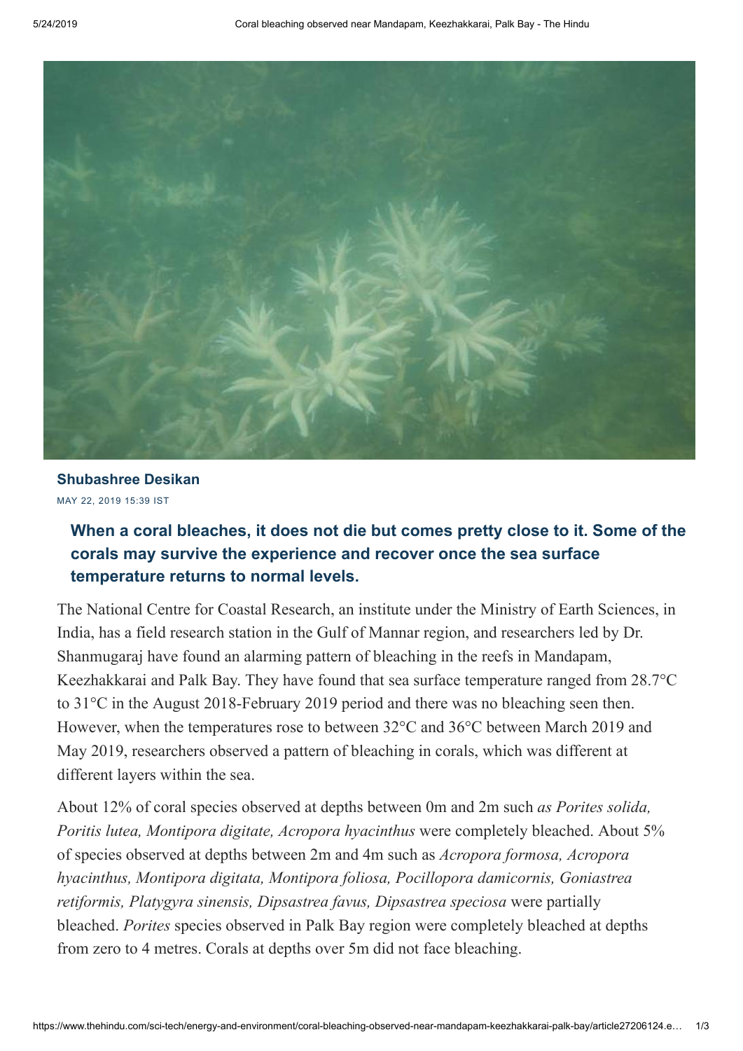**Shubashree Desikan**

MAY 22, 2019 15:39 IST

**When a coral bleaches, it does not die but comes pretty close to it. Some of the corals may survive the experience and recover once the sea surface temperature returns to normal levels.**

The National Centre for Coastal Research, an institute under the Ministry of Earth Sciences, in India, has a field research station in the Gulf of Mannar region, and researchers led by Dr. Shanmugaraj have found an alarming pattern of bleaching in the reefs in Mandapam, Keezhakkarai and Palk Bay. They have found that sea surface temperature ranged from 28.7°C to 31°C in the August 2018-February 2019 period and there was no bleaching seen then. However, when the temperatures rose to between 32°C and 36°C between March 2019 and May 2019, researchers observed a pattern of bleaching in corals, which was different at different layers within the sea.

About 12% of coral species observed at depths between 0m and 2m such *as Porites solida, Poritis lutea, Montipora digitate, Acropora hyacinthus* were completely bleached. About 5% of species observed at depths between 2m and 4m such as *Acropora formosa, Acropora hyacinthus, Montipora digitata, Montipora foliosa, Pocillopora damicornis, Goniastrea retiformis, Platygyra sinensis, Dipsastrea favus, Dipsastrea speciosa* were partially bleached. *Porites* species observed in Palk Bay region were completely bleached at depths from zero to 4 metres. Corals at depths over 5m did not face bleaching.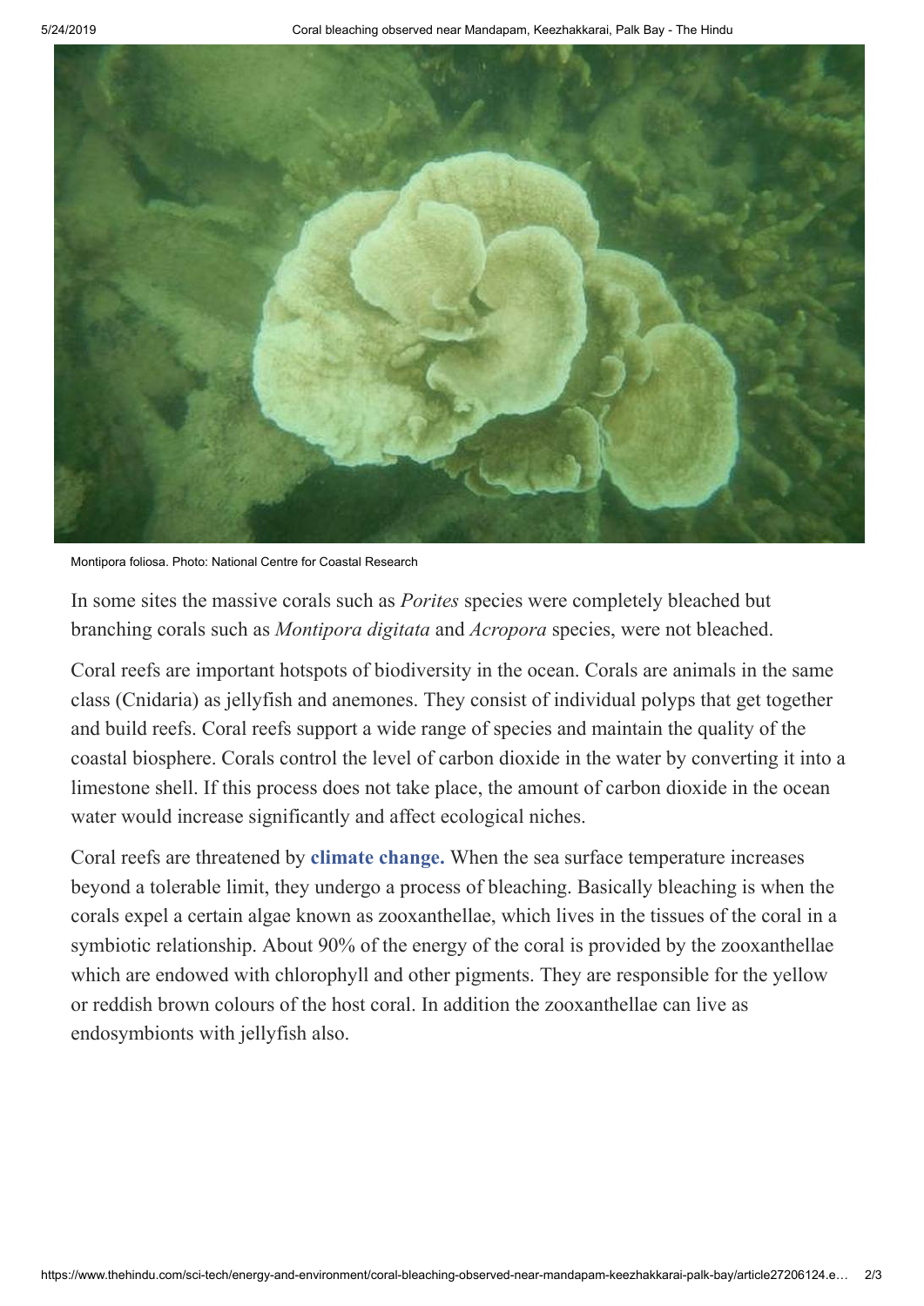Montipora foliosa. Photo: National Centre for Coastal Research

In some sites the massive corals such as *Porites* species were completely bleached but branching corals such as *Montipora digitata* and *Acropora* species, were not bleached.

Coral reefs are important hotspots of biodiversity in the ocean. Corals are animals in the same class (Cnidaria) as jellyfish and anemones. They consist of individual polyps that get together and build reefs. Coral reefs support a wide range of species and maintain the quality of the coastal biosphere. Corals control the level of carbon dioxide in the water by converting it into a limestone shell. If this process does not take place, the amount of carbon dioxide in the ocean water would increase significantly and affect ecological niches.

Coral reefs are threatened by **climate change.** When the sea surface temperature increases beyond a tolerable limit, they undergo a process of bleaching. Basically bleaching is when the corals expel a certain algae known as zooxanthellae, which lives in the tissues of the coral in a symbiotic relationship. About 90% of the energy of the coral is provided by the zooxanthellae which are endowed with chlorophyll and other pigments. They are responsible for the yellow or reddish brown colours of the host coral. In addition the zooxanthellae can live as endosymbionts with jellyfish also.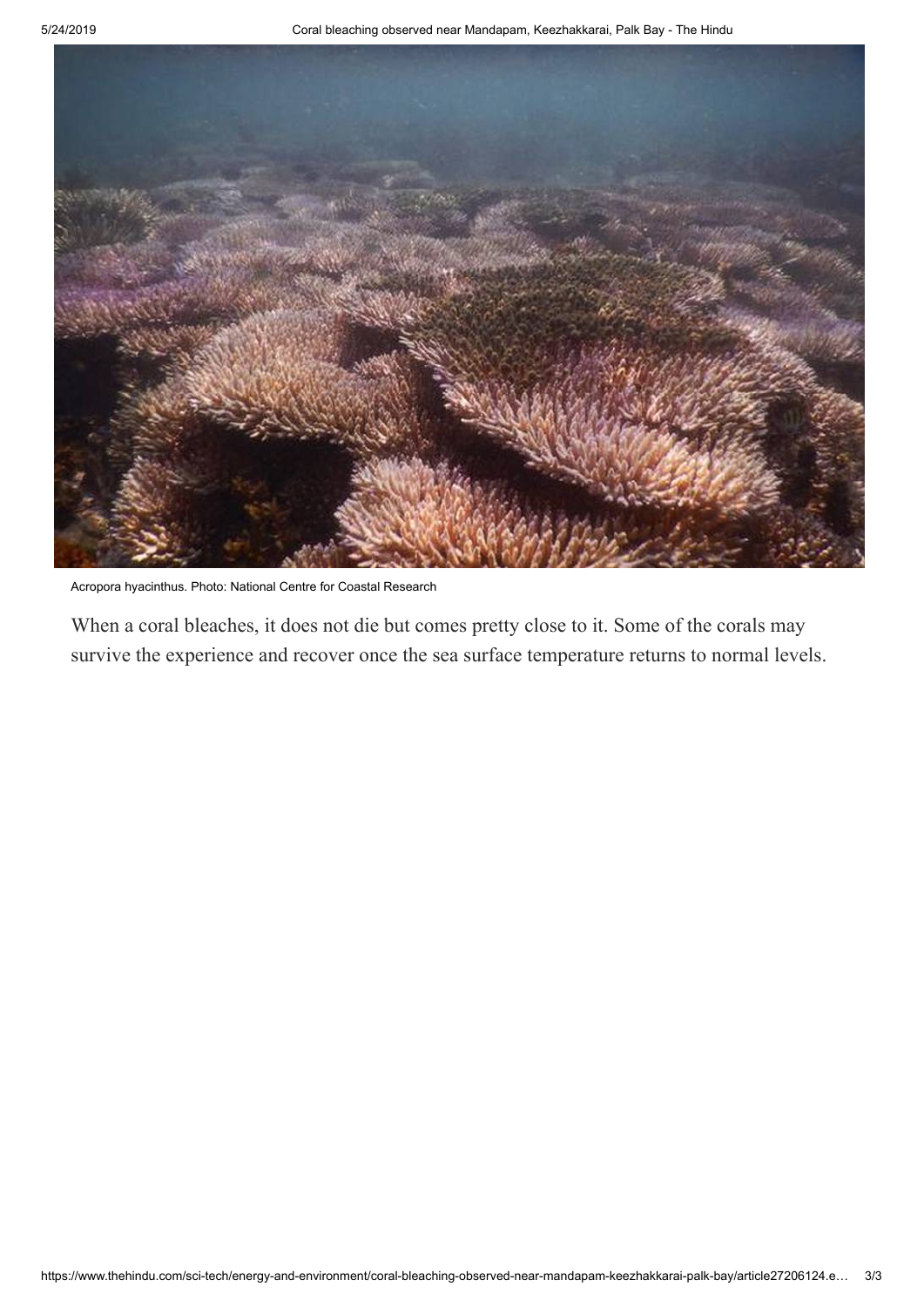Acropora hyacinthus. Photo: National Centre for Coastal Research

When a coral bleaches, it does not die but comes pretty close to it. Some of the corals may survive the experience and recover once the sea surface temperature returns to normal levels.